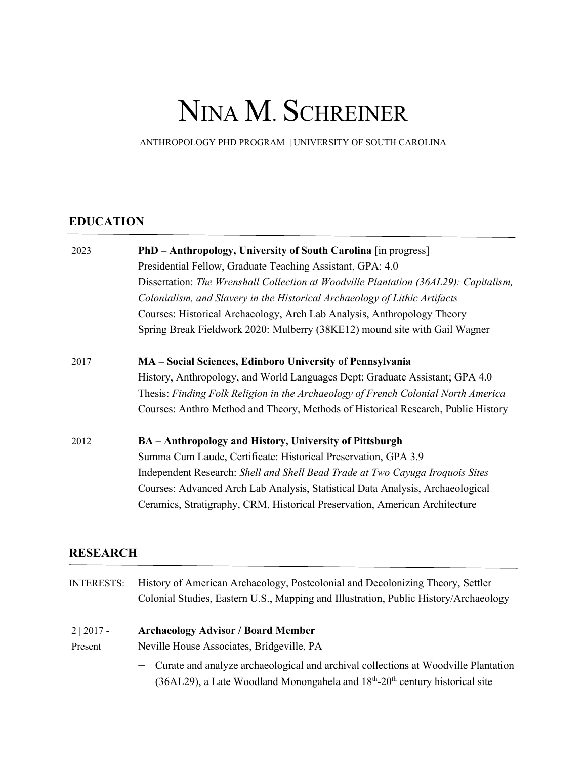# Nina M. Schreiner

ANTHROPOLOGY PHD PROGRAM | UNIVERSITY OF SOUTH CAROLINA

## EDUCATION

2023 — **PhD – Anthropology, University of South Carolina** [in progress]
Presidential Fellow, Graduate Teaching Assistant, GPA: 4.0
Dissertation: *The Wrenshall Collection at Woodville Plantation (36AL29): Capitalism, Colonialism, and Slavery in the Historical Archaeology of Lithic Artifacts*
Courses: Historical Archaeology, Arch Lab Analysis, Anthropology Theory
Spring Break Fieldwork 2020: Mulberry (38KE12) mound site with Gail Wagner

2017 — **MA – Social Sciences, Edinboro University of Pennsylvania**
History, Anthropology, and World Languages Dept; Graduate Assistant; GPA 4.0
Thesis: *Finding Folk Religion in the Archaeology of French Colonial North America*
Courses: Anthro Method and Theory, Methods of Historical Research, Public History

2012 — **BA – Anthropology and History, University of Pittsburgh**
Summa Cum Laude, Certificate: Historical Preservation, GPA 3.9
Independent Research: *Shell and Shell Bead Trade at Two Cayuga Iroquois Sites*
Courses: Advanced Arch Lab Analysis, Statistical Data Analysis, Archaeological Ceramics, Stratigraphy, CRM, Historical Preservation, American Architecture

## RESEARCH

INTERESTS: History of American Archaeology, Postcolonial and Decolonizing Theory, Settler Colonial Studies, Eastern U.S., Mapping and Illustration, Public History/Archaeology

2 | 2017 - Present — **Archaeology Advisor / Board Member**
Neville House Associates, Bridgeville, PA

- Curate and analyze archaeological and archival collections at Woodville Plantation (36AL29), a Late Woodland Monongahela and 18th-20th century historical site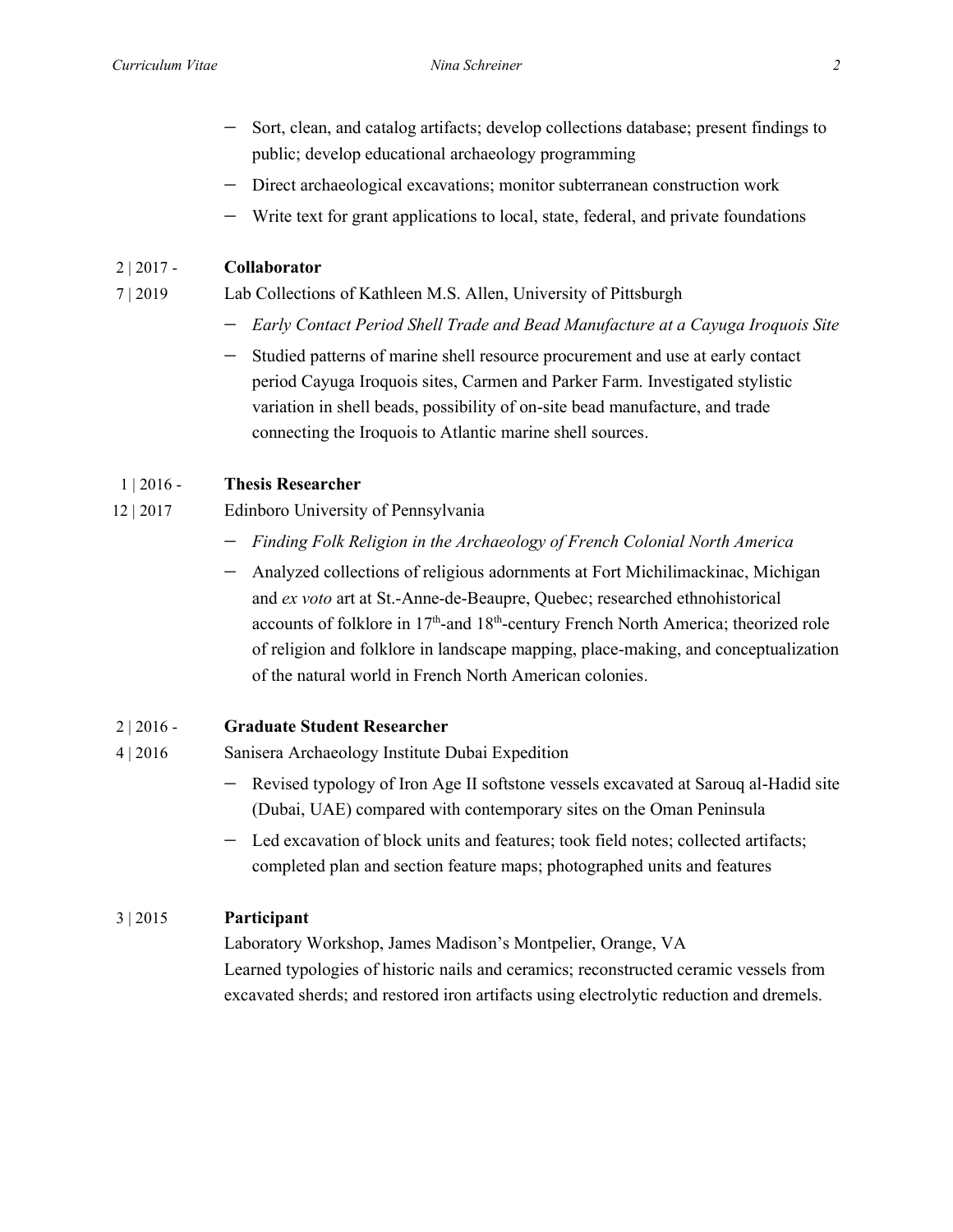- Sort, clean, and catalog artifacts; develop collections database; present findings to public; develop educational archaeology programming
- Direct archaeological excavations; monitor subterranean construction work
- Write text for grant applications to local, state, federal, and private foundations

2 | 2017 - 7 | 2019 **Collaborator**

Lab Collections of Kathleen M.S. Allen, University of Pittsburgh

- *Early Contact Period Shell Trade and Bead Manufacture at a Cayuga Iroquois Site*
- Studied patterns of marine shell resource procurement and use at early contact period Cayuga Iroquois sites, Carmen and Parker Farm. Investigated stylistic variation in shell beads, possibility of on-site bead manufacture, and trade connecting the Iroquois to Atlantic marine shell sources.

1 | 2016 - 12 | 2017 **Thesis Researcher**

Edinboro University of Pennsylvania

- *Finding Folk Religion in the Archaeology of French Colonial North America*
- Analyzed collections of religious adornments at Fort Michilimackinac, Michigan and *ex voto* art at St.-Anne-de-Beaupre, Quebec; researched ethnohistorical accounts of folklore in 17th-and 18th-century French North America; theorized role of religion and folklore in landscape mapping, place-making, and conceptualization of the natural world in French North American colonies.

2 | 2016 - 4 | 2016 **Graduate Student Researcher**

Sanisera Archaeology Institute Dubai Expedition

- Revised typology of Iron Age II softstone vessels excavated at Sarouq al-Hadid site (Dubai, UAE) compared with contemporary sites on the Oman Peninsula
- Led excavation of block units and features; took field notes; collected artifacts; completed plan and section feature maps; photographed units and features

3 | 2015 **Participant**

Laboratory Workshop, James Madison's Montpelier, Orange, VA

Learned typologies of historic nails and ceramics; reconstructed ceramic vessels from excavated sherds; and restored iron artifacts using electrolytic reduction and dremels.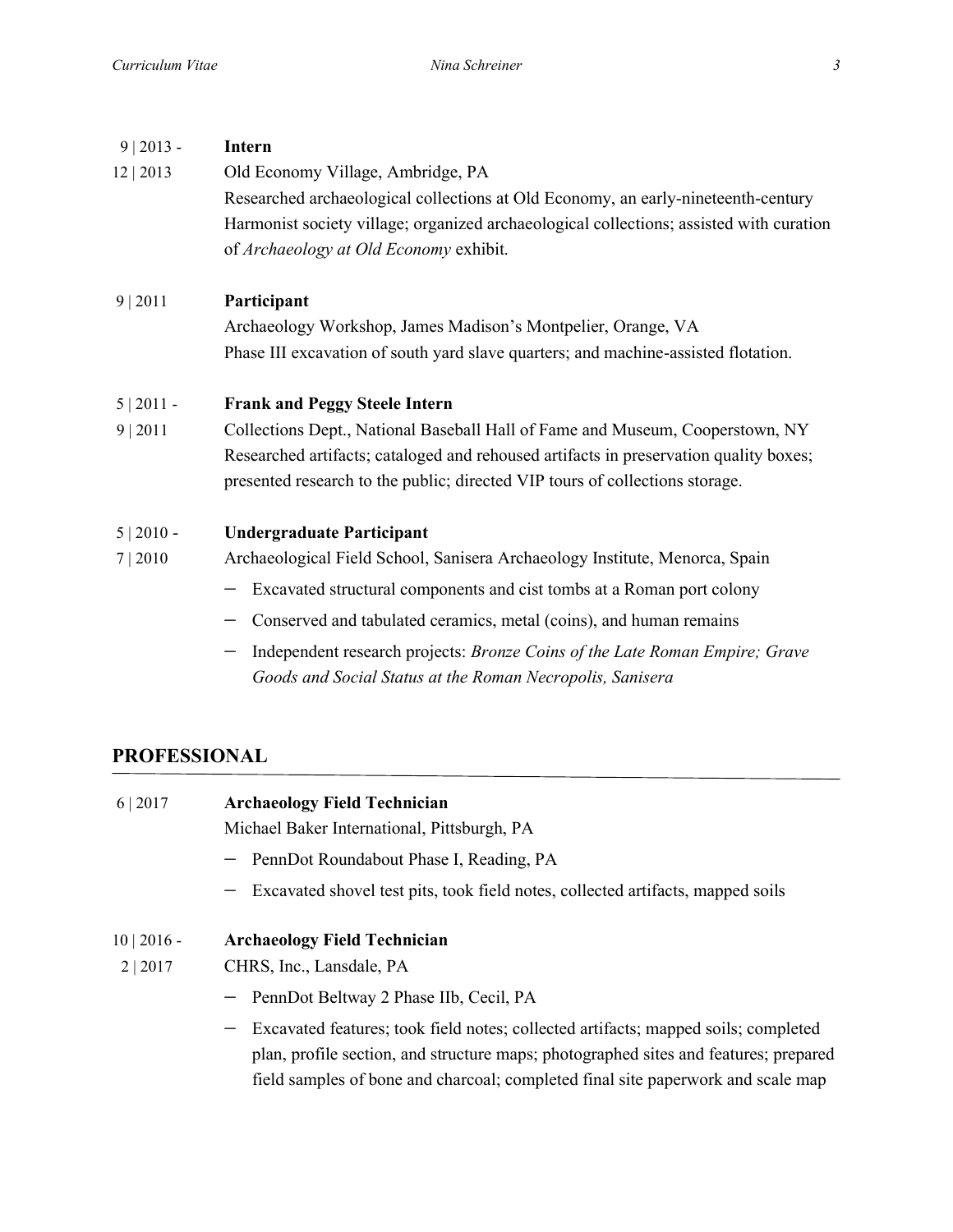9 | 2013 - 12 | 2013 **Intern**
Old Economy Village, Ambridge, PA
Researched archaeological collections at Old Economy, an early-nineteenth-century Harmonist society village; organized archaeological collections; assisted with curation of *Archaeology at Old Economy* exhibit.

9 | 2011 **Participant**
Archaeology Workshop, James Madison's Montpelier, Orange, VA
Phase III excavation of south yard slave quarters; and machine-assisted flotation.

5 | 2011 - 9 | 2011 **Frank and Peggy Steele Intern**
Collections Dept., National Baseball Hall of Fame and Museum, Cooperstown, NY
Researched artifacts; cataloged and rehoused artifacts in preservation quality boxes; presented research to the public; directed VIP tours of collections storage.

5 | 2010 - 7 | 2010 **Undergraduate Participant**
Archaeological Field School, Sanisera Archaeology Institute, Menorca, Spain

- Excavated structural components and cist tombs at a Roman port colony
- Conserved and tabulated ceramics, metal (coins), and human remains
- Independent research projects: *Bronze Coins of the Late Roman Empire; Grave Goods and Social Status at the Roman Necropolis, Sanisera*

## PROFESSIONAL

6 | 2017 **Archaeology Field Technician**
Michael Baker International, Pittsburgh, PA

- PennDot Roundabout Phase I, Reading, PA
- Excavated shovel test pits, took field notes, collected artifacts, mapped soils

10 | 2016 - 2 | 2017 **Archaeology Field Technician**
CHRS, Inc., Lansdale, PA

- PennDot Beltway 2 Phase IIb, Cecil, PA
- Excavated features; took field notes; collected artifacts; mapped soils; completed plan, profile section, and structure maps; photographed sites and features; prepared field samples of bone and charcoal; completed final site paperwork and scale map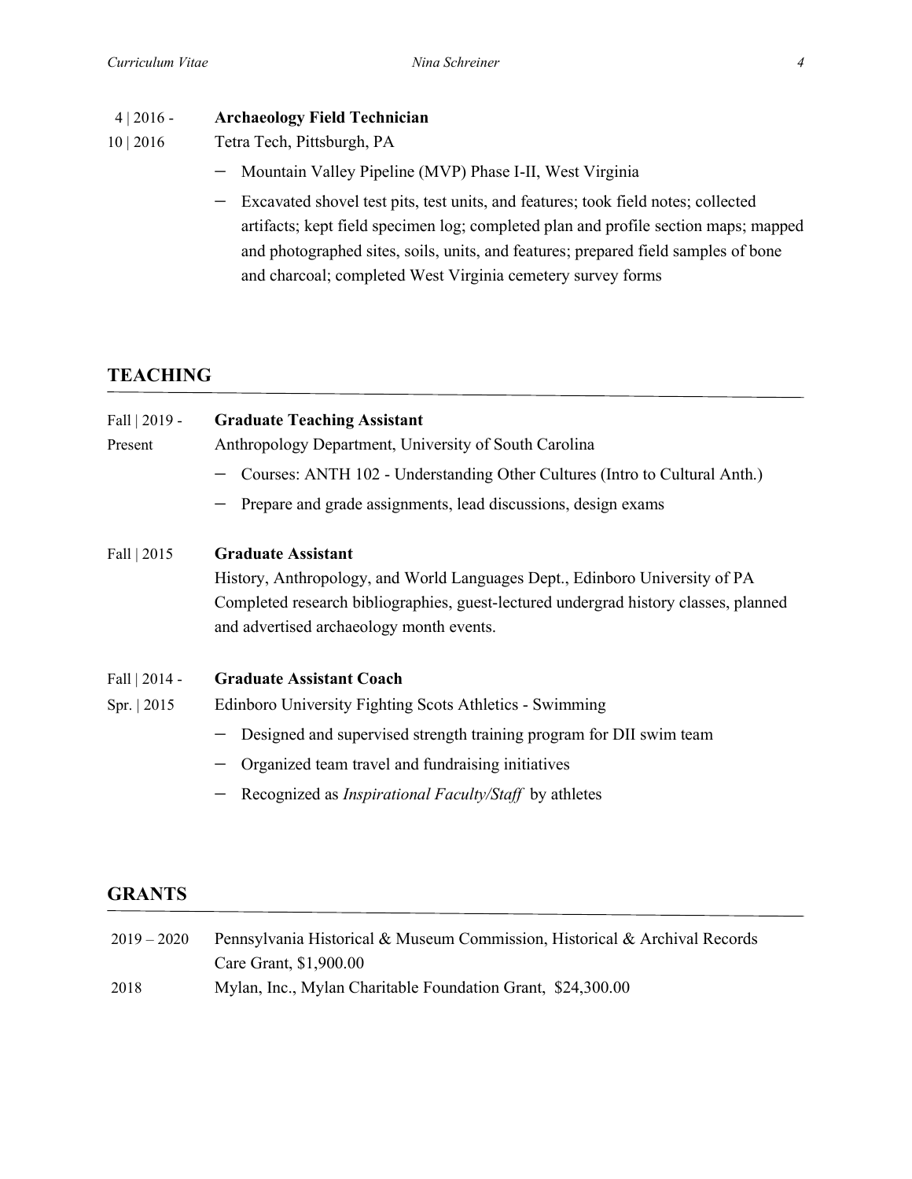4 | 2016 - 10 | 2016 **Archaeology Field Technician**
Tetra Tech, Pittsburgh, PA

- Mountain Valley Pipeline (MVP) Phase I-II, West Virginia
- Excavated shovel test pits, test units, and features; took field notes; collected artifacts; kept field specimen log; completed plan and profile section maps; mapped and photographed sites, soils, units, and features; prepared field samples of bone and charcoal; completed West Virginia cemetery survey forms

## TEACHING

Fall | 2019 - Present **Graduate Teaching Assistant**
Anthropology Department, University of South Carolina

- Courses: ANTH 102 - Understanding Other Cultures (Intro to Cultural Anth.)
- Prepare and grade assignments, lead discussions, design exams

Fall | 2015 **Graduate Assistant**
History, Anthropology, and World Languages Dept., Edinboro University of PA
Completed research bibliographies, guest-lectured undergrad history classes, planned and advertised archaeology month events.

Fall | 2014 - Spr. | 2015 **Graduate Assistant Coach**
Edinboro University Fighting Scots Athletics - Swimming

- Designed and supervised strength training program for DII swim team
- Organized team travel and fundraising initiatives
- Recognized as *Inspirational Faculty/Staff* by athletes

## GRANTS

2019 – 2020 Pennsylvania Historical & Museum Commission, Historical & Archival Records Care Grant, $1,900.00

2018 Mylan, Inc., Mylan Charitable Foundation Grant, $24,300.00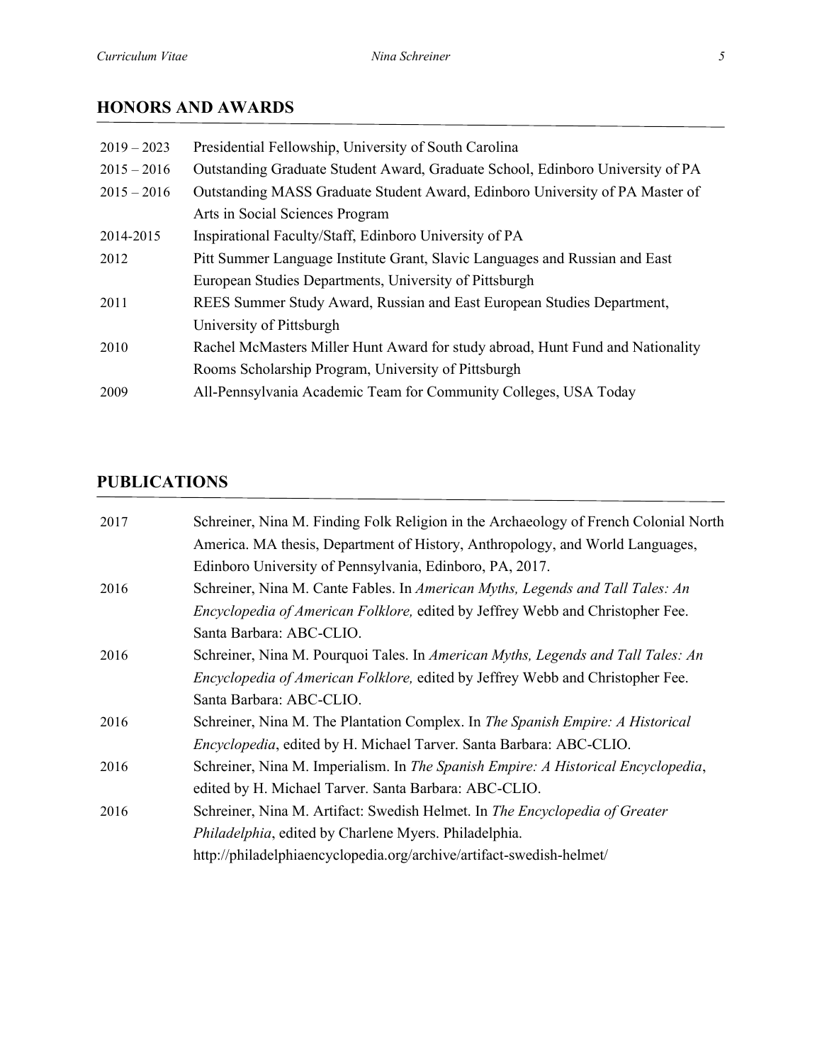## HONORS AND AWARDS

| | |
|---|---|
| 2019 – 2023 | Presidential Fellowship, University of South Carolina |
| 2015 – 2016 | Outstanding Graduate Student Award, Graduate School, Edinboro University of PA |
| 2015 – 2016 | Outstanding MASS Graduate Student Award, Edinboro University of PA Master of Arts in Social Sciences Program |
| 2014-2015 | Inspirational Faculty/Staff, Edinboro University of PA |
| 2012 | Pitt Summer Language Institute Grant, Slavic Languages and Russian and East European Studies Departments, University of Pittsburgh |
| 2011 | REES Summer Study Award, Russian and East European Studies Department, University of Pittsburgh |
| 2010 | Rachel McMasters Miller Hunt Award for study abroad, Hunt Fund and Nationality Rooms Scholarship Program, University of Pittsburgh |
| 2009 | All-Pennsylvania Academic Team for Community Colleges, USA Today |

## PUBLICATIONS

| | |
|---|---|
| 2017 | Schreiner, Nina M. Finding Folk Religion in the Archaeology of French Colonial North America. MA thesis, Department of History, Anthropology, and World Languages, Edinboro University of Pennsylvania, Edinboro, PA, 2017. |
| 2016 | Schreiner, Nina M. Cante Fables. In *American Myths, Legends and Tall Tales: An Encyclopedia of American Folklore,* edited by Jeffrey Webb and Christopher Fee. Santa Barbara: ABC-CLIO. |
| 2016 | Schreiner, Nina M. Pourquoi Tales. In *American Myths, Legends and Tall Tales: An Encyclopedia of American Folklore,* edited by Jeffrey Webb and Christopher Fee. Santa Barbara: ABC-CLIO. |
| 2016 | Schreiner, Nina M. The Plantation Complex. In *The Spanish Empire: A Historical Encyclopedia*, edited by H. Michael Tarver. Santa Barbara: ABC-CLIO. |
| 2016 | Schreiner, Nina M. Imperialism. In *The Spanish Empire: A Historical Encyclopedia*, edited by H. Michael Tarver. Santa Barbara: ABC-CLIO. |
| 2016 | Schreiner, Nina M. Artifact: Swedish Helmet. In *The Encyclopedia of Greater Philadelphia*, edited by Charlene Myers. Philadelphia. http://philadelphiaencyclopedia.org/archive/artifact-swedish-helmet/ |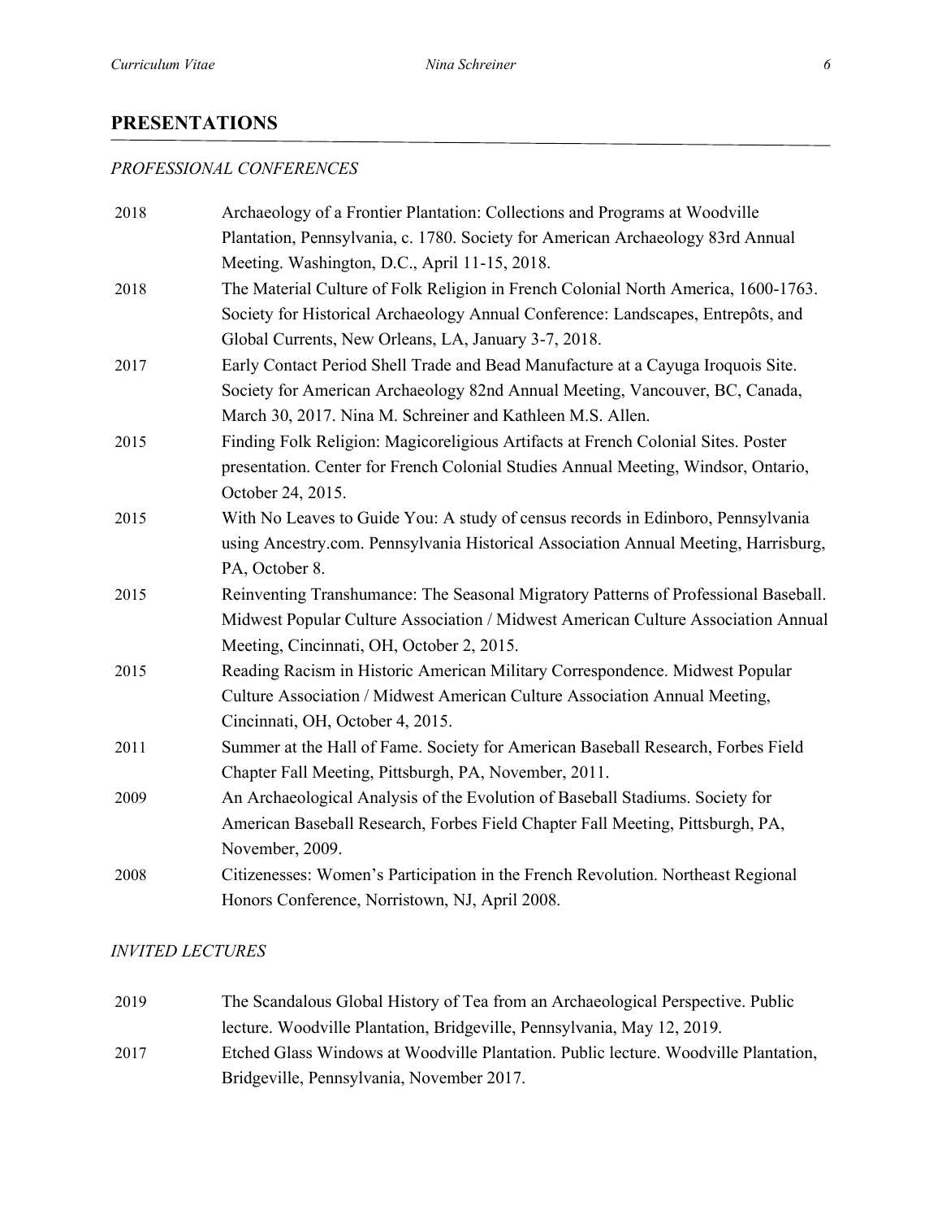## PRESENTATIONS

*PROFESSIONAL CONFERENCES*

| | |
|---|---|
| 2018 | Archaeology of a Frontier Plantation: Collections and Programs at Woodville Plantation, Pennsylvania, c. 1780. Society for American Archaeology 83rd Annual Meeting. Washington, D.C., April 11-15, 2018. |
| 2018 | The Material Culture of Folk Religion in French Colonial North America, 1600-1763. Society for Historical Archaeology Annual Conference: Landscapes, Entrepôts, and Global Currents, New Orleans, LA, January 3-7, 2018. |
| 2017 | Early Contact Period Shell Trade and Bead Manufacture at a Cayuga Iroquois Site. Society for American Archaeology 82nd Annual Meeting, Vancouver, BC, Canada, March 30, 2017. Nina M. Schreiner and Kathleen M.S. Allen. |
| 2015 | Finding Folk Religion: Magicoreligious Artifacts at French Colonial Sites. Poster presentation. Center for French Colonial Studies Annual Meeting, Windsor, Ontario, October 24, 2015. |
| 2015 | With No Leaves to Guide You: A study of census records in Edinboro, Pennsylvania using Ancestry.com. Pennsylvania Historical Association Annual Meeting, Harrisburg, PA, October 8. |
| 2015 | Reinventing Transhumance: The Seasonal Migratory Patterns of Professional Baseball. Midwest Popular Culture Association / Midwest American Culture Association Annual Meeting, Cincinnati, OH, October 2, 2015. |
| 2015 | Reading Racism in Historic American Military Correspondence. Midwest Popular Culture Association / Midwest American Culture Association Annual Meeting, Cincinnati, OH, October 4, 2015. |
| 2011 | Summer at the Hall of Fame. Society for American Baseball Research, Forbes Field Chapter Fall Meeting, Pittsburgh, PA, November, 2011. |
| 2009 | An Archaeological Analysis of the Evolution of Baseball Stadiums. Society for American Baseball Research, Forbes Field Chapter Fall Meeting, Pittsburgh, PA, November, 2009. |
| 2008 | Citizenesses: Women's Participation in the French Revolution. Northeast Regional Honors Conference, Norristown, NJ, April 2008. |

*INVITED LECTURES*

| | |
|---|---|
| 2019 | The Scandalous Global History of Tea from an Archaeological Perspective. Public lecture. Woodville Plantation, Bridgeville, Pennsylvania, May 12, 2019. |
| 2017 | Etched Glass Windows at Woodville Plantation. Public lecture. Woodville Plantation, Bridgeville, Pennsylvania, November 2017. |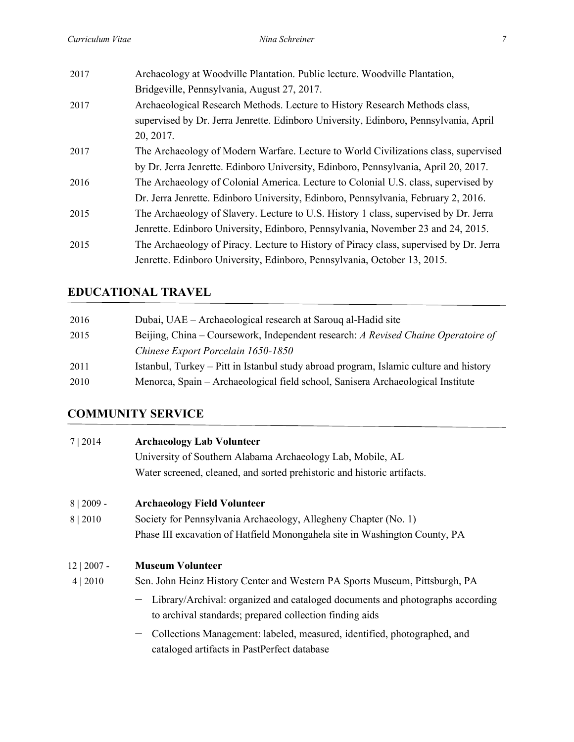2017 Archaeology at Woodville Plantation. Public lecture. Woodville Plantation, Bridgeville, Pennsylvania, August 27, 2017.

2017 Archaeological Research Methods. Lecture to History Research Methods class, supervised by Dr. Jerra Jenrette. Edinboro University, Edinboro, Pennsylvania, April 20, 2017.

2017 The Archaeology of Modern Warfare. Lecture to World Civilizations class, supervised by Dr. Jerra Jenrette. Edinboro University, Edinboro, Pennsylvania, April 20, 2017.

2016 The Archaeology of Colonial America. Lecture to Colonial U.S. class, supervised by Dr. Jerra Jenrette. Edinboro University, Edinboro, Pennsylvania, February 2, 2016.

2015 The Archaeology of Slavery. Lecture to U.S. History 1 class, supervised by Dr. Jerra Jenrette. Edinboro University, Edinboro, Pennsylvania, November 23 and 24, 2015.

2015 The Archaeology of Piracy. Lecture to History of Piracy class, supervised by Dr. Jerra Jenrette. Edinboro University, Edinboro, Pennsylvania, October 13, 2015.

## EDUCATIONAL TRAVEL

2016 Dubai, UAE – Archaeological research at Sarouq al-Hadid site

2015 Beijing, China – Coursework, Independent research: *A Revised Chaine Operatoire of Chinese Export Porcelain 1650-1850*

2011 Istanbul, Turkey – Pitt in Istanbul study abroad program, Islamic culture and history

2010 Menorca, Spain – Archaeological field school, Sanisera Archaeological Institute

## COMMUNITY SERVICE

7 | 2014 **Archaeology Lab Volunteer**
University of Southern Alabama Archaeology Lab, Mobile, AL
Water screened, cleaned, and sorted prehistoric and historic artifacts.

8 | 2009 - 8 | 2010 **Archaeology Field Volunteer**
Society for Pennsylvania Archaeology, Allegheny Chapter (No. 1)
Phase III excavation of Hatfield Monongahela site in Washington County, PA

12 | 2007 - 4 | 2010 **Museum Volunteer**
Sen. John Heinz History Center and Western PA Sports Museum, Pittsburgh, PA

- Library/Archival: organized and cataloged documents and photographs according to archival standards; prepared collection finding aids
- Collections Management: labeled, measured, identified, photographed, and cataloged artifacts in PastPerfect database